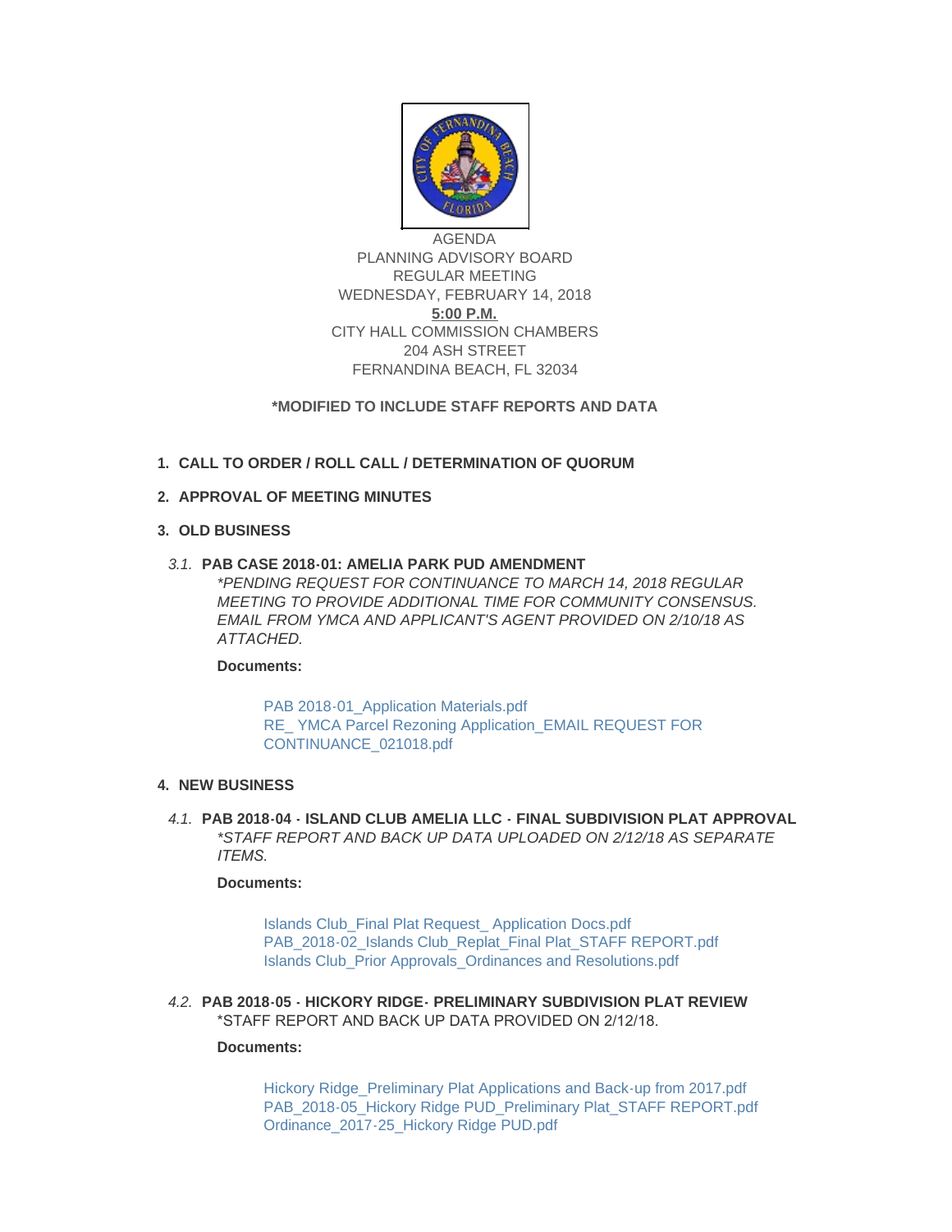AGENDA
PLANNING ADVISORY BOARD
REGULAR MEETING
WEDNESDAY, FEBRUARY 14, 2018
**5:00 P.M.**
CITY HALL COMMISSION CHAMBERS
204 ASH STREET
FERNANDINA BEACH, FL 32034

**\*MODIFIED TO INCLUDE STAFF REPORTS AND DATA**

1. **CALL TO ORDER / ROLL CALL / DETERMINATION OF QUORUM**

2. **APPROVAL OF MEETING MINUTES**

3. **OLD BUSINESS**

   3.1. **PAB CASE 2018-01: AMELIA PARK PUD AMENDMENT**
   *\*PENDING REQUEST FOR CONTINUANCE TO MARCH 14, 2018 REGULAR MEETING TO PROVIDE ADDITIONAL TIME FOR COMMUNITY CONSENSUS. EMAIL FROM YMCA AND APPLICANT'S AGENT PROVIDED ON 2/10/18 AS ATTACHED.*

   **Documents:**

   PAB 2018-01_Application Materials.pdf
   RE_ YMCA Parcel Rezoning Application_EMAIL REQUEST FOR CONTINUANCE_021018.pdf

4. **NEW BUSINESS**

   4.1. **PAB 2018-04 - ISLAND CLUB AMELIA LLC - FINAL SUBDIVISION PLAT APPROVAL**
   *\*STAFF REPORT AND BACK UP DATA UPLOADED ON 2/12/18 AS SEPARATE ITEMS.*

   **Documents:**

   Islands Club_Final Plat Request_ Application Docs.pdf
   PAB_2018-02_Islands Club_Replat_Final Plat_STAFF REPORT.pdf
   Islands Club_Prior Approvals_Ordinances and Resolutions.pdf

   4.2. **PAB 2018-05 - HICKORY RIDGE- PRELIMINARY SUBDIVISION PLAT REVIEW**
   \*STAFF REPORT AND BACK UP DATA PROVIDED ON 2/12/18.

   **Documents:**

   Hickory Ridge_Preliminary Plat Applications and Back-up from 2017.pdf
   PAB_2018-05_Hickory Ridge PUD_Preliminary Plat_STAFF REPORT.pdf
   Ordinance_2017-25_Hickory Ridge PUD.pdf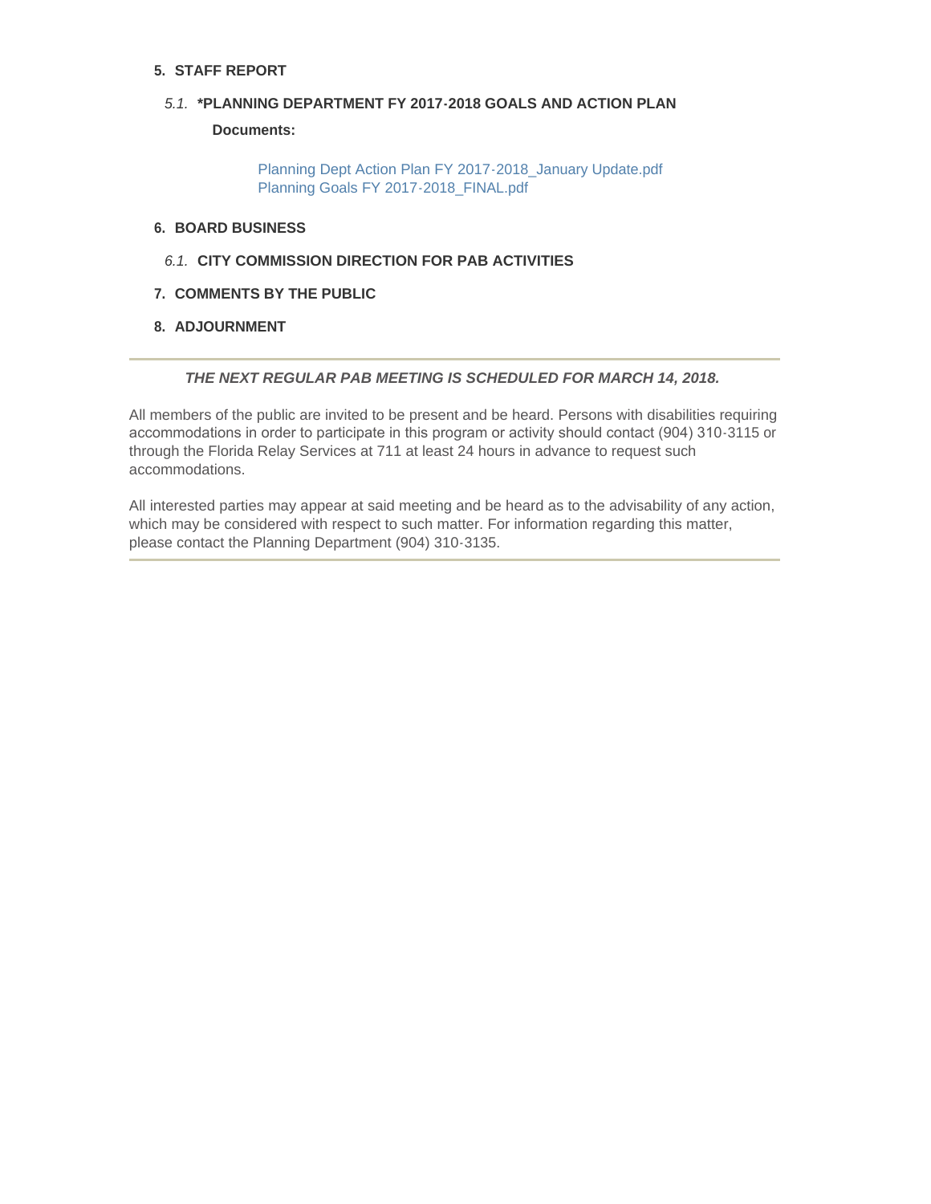**5. STAFF REPORT**

*5.1.* **\*PLANNING DEPARTMENT FY 2017-2018 GOALS AND ACTION PLAN**

**Documents:**

Planning Dept Action Plan FY 2017-2018_January Update.pdf
Planning Goals FY 2017-2018_FINAL.pdf

**6. BOARD BUSINESS**

*6.1.* **CITY COMMISSION DIRECTION FOR PAB ACTIVITIES**

**7. COMMENTS BY THE PUBLIC**

**8. ADJOURNMENT**

---

***THE NEXT REGULAR PAB MEETING IS SCHEDULED FOR MARCH 14, 2018.***

All members of the public are invited to be present and be heard. Persons with disabilities requiring accommodations in order to participate in this program or activity should contact (904) 310-3115 or through the Florida Relay Services at 711 at least 24 hours in advance to request such accommodations.

All interested parties may appear at said meeting and be heard as to the advisability of any action, which may be considered with respect to such matter. For information regarding this matter, please contact the Planning Department (904) 310-3135.

---